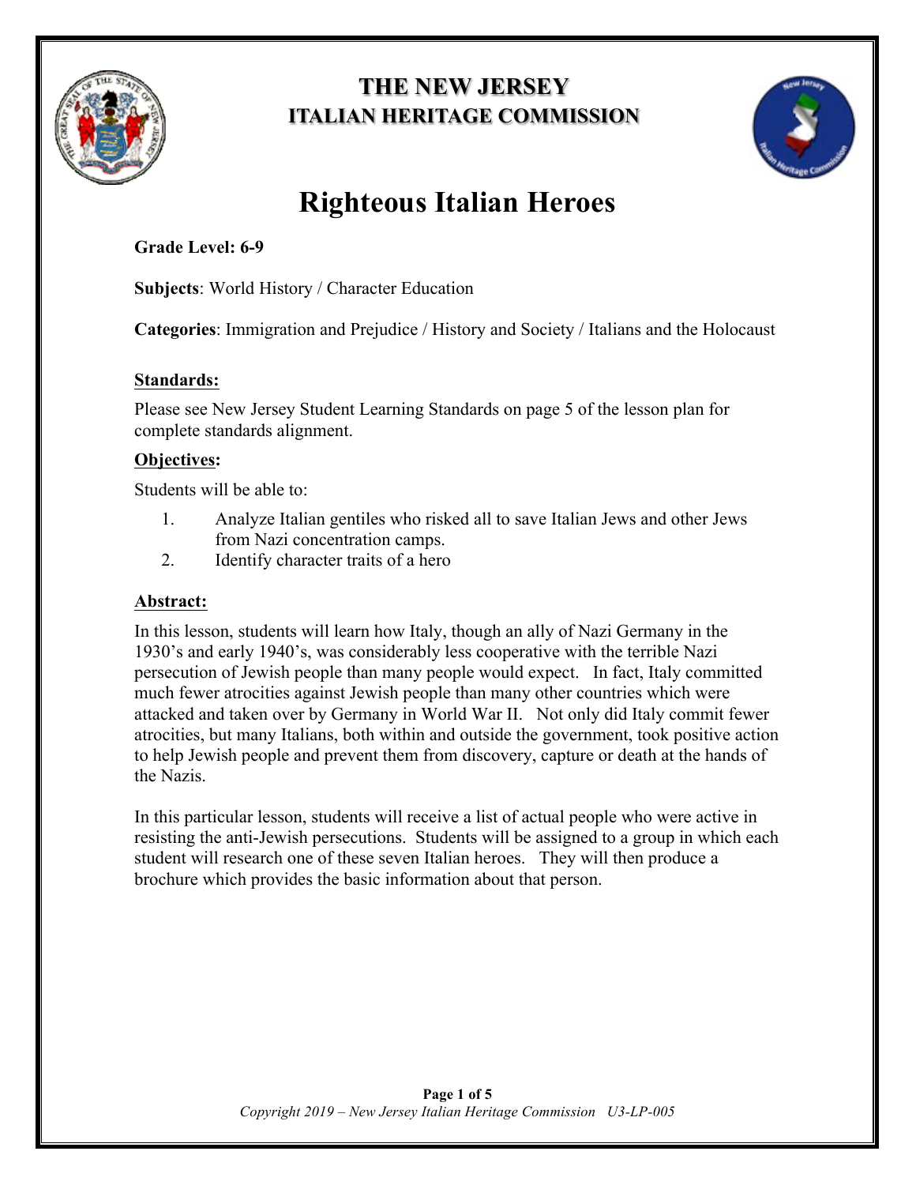# THE NEW JERSEY ITALIAN HERITAGE COMMISSION

# Righteous Italian Heroes

**Grade Level: 6-9**

**Subjects**: World History / Character Education

**Categories**: Immigration and Prejudice / History and Society / Italians and the Holocaust

## Standards:

Please see New Jersey Student Learning Standards on page 5 of the lesson plan for complete standards alignment.

## Objectives:

Students will be able to:

1. Analyze Italian gentiles who risked all to save Italian Jews and other Jews from Nazi concentration camps.
2. Identify character traits of a hero

## Abstract:

In this lesson, students will learn how Italy, though an ally of Nazi Germany in the 1930's and early 1940's, was considerably less cooperative with the terrible Nazi persecution of Jewish people than many people would expect. In fact, Italy committed much fewer atrocities against Jewish people than many other countries which were attacked and taken over by Germany in World War II. Not only did Italy commit fewer atrocities, but many Italians, both within and outside the government, took positive action to help Jewish people and prevent them from discovery, capture or death at the hands of the Nazis.

In this particular lesson, students will receive a list of actual people who were active in resisting the anti-Jewish persecutions. Students will be assigned to a group in which each student will research one of these seven Italian heroes. They will then produce a brochure which provides the basic information about that person.

*Copyright 2019 – New Jersey Italian Heritage Commission U3-LP-005*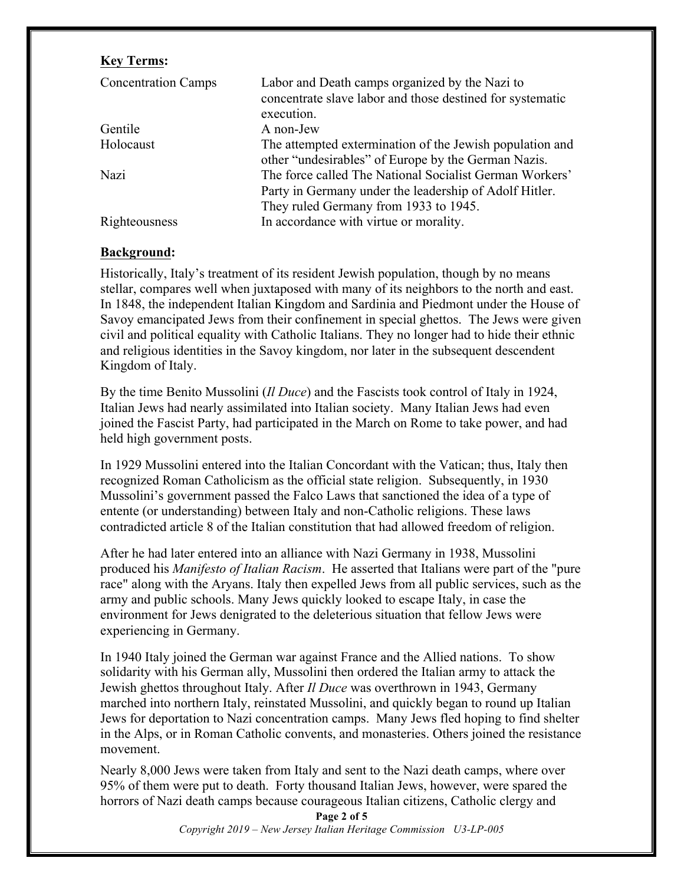**Key Terms:**

| | |
|---|---|
| Concentration Camps | Labor and Death camps organized by the Nazi to concentrate slave labor and those destined for systematic execution. |
| Gentile | A non-Jew |
| Holocaust | The attempted extermination of the Jewish population and other "undesirables" of Europe by the German Nazis. |
| Nazi | The force called The National Socialist German Workers' Party in Germany under the leadership of Adolf Hitler. They ruled Germany from 1933 to 1945. |
| Righteousness | In accordance with virtue or morality. |

**Background:**

Historically, Italy's treatment of its resident Jewish population, though by no means stellar, compares well when juxtaposed with many of its neighbors to the north and east. In 1848, the independent Italian Kingdom and Sardinia and Piedmont under the House of Savoy emancipated Jews from their confinement in special ghettos. The Jews were given civil and political equality with Catholic Italians. They no longer had to hide their ethnic and religious identities in the Savoy kingdom, nor later in the subsequent descendent Kingdom of Italy.

By the time Benito Mussolini (*Il Duce*) and the Fascists took control of Italy in 1924, Italian Jews had nearly assimilated into Italian society. Many Italian Jews had even joined the Fascist Party, had participated in the March on Rome to take power, and had held high government posts.

In 1929 Mussolini entered into the Italian Concordant with the Vatican; thus, Italy then recognized Roman Catholicism as the official state religion. Subsequently, in 1930 Mussolini's government passed the Falco Laws that sanctioned the idea of a type of entente (or understanding) between Italy and non-Catholic religions. These laws contradicted article 8 of the Italian constitution that had allowed freedom of religion.

After he had later entered into an alliance with Nazi Germany in 1938, Mussolini produced his *Manifesto of Italian Racism*. He asserted that Italians were part of the "pure race" along with the Aryans. Italy then expelled Jews from all public services, such as the army and public schools. Many Jews quickly looked to escape Italy, in case the environment for Jews denigrated to the deleterious situation that fellow Jews were experiencing in Germany.

In 1940 Italy joined the German war against France and the Allied nations. To show solidarity with his German ally, Mussolini then ordered the Italian army to attack the Jewish ghettos throughout Italy. After *Il Duce* was overthrown in 1943, Germany marched into northern Italy, reinstated Mussolini, and quickly began to round up Italian Jews for deportation to Nazi concentration camps. Many Jews fled hoping to find shelter in the Alps, or in Roman Catholic convents, and monasteries. Others joined the resistance movement.

Nearly 8,000 Jews were taken from Italy and sent to the Nazi death camps, where over 95% of them were put to death. Forty thousand Italian Jews, however, were spared the horrors of Nazi death camps because courageous Italian citizens, Catholic clergy and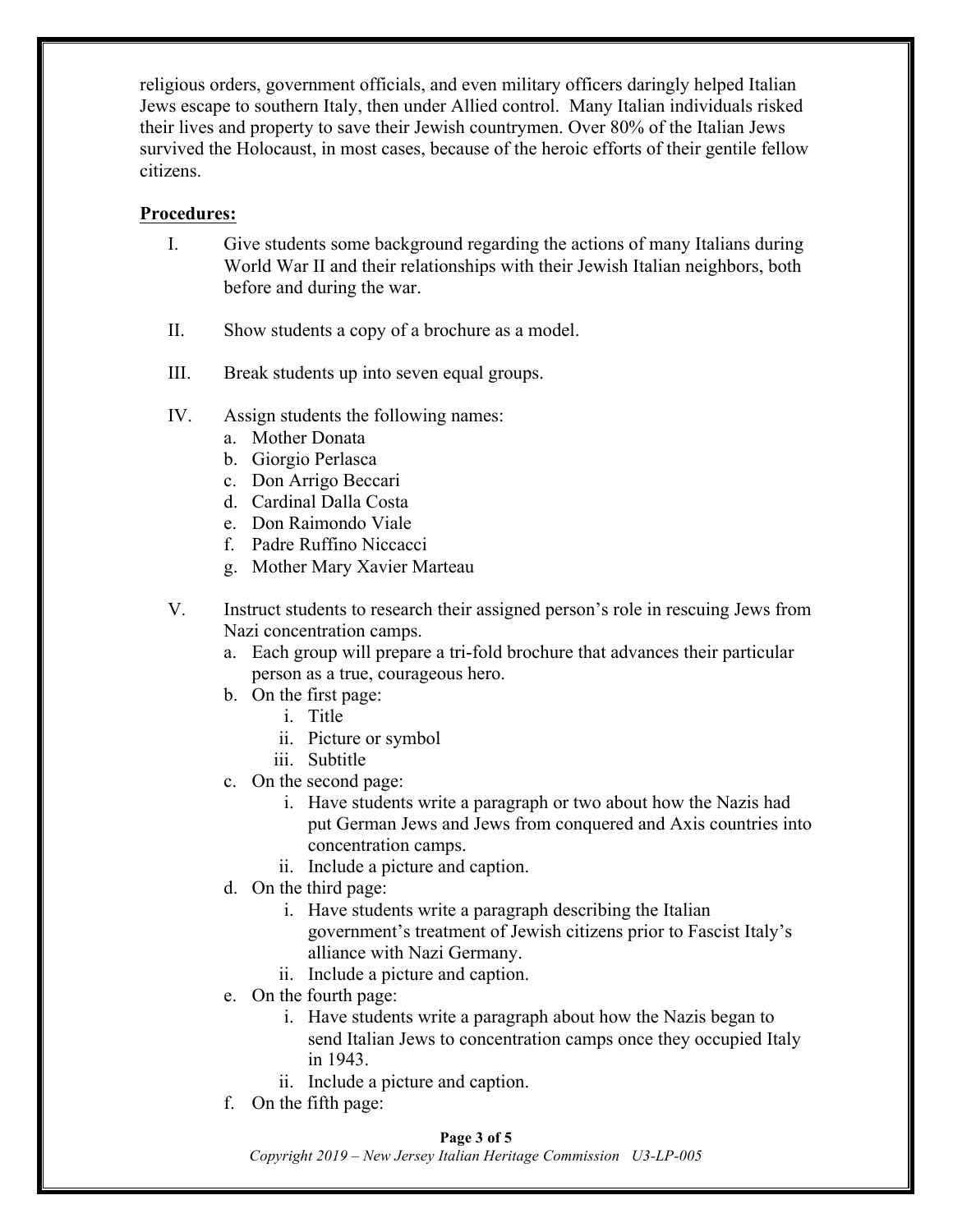religious orders, government officials, and even military officers daringly helped Italian Jews escape to southern Italy, then under Allied control. Many Italian individuals risked their lives and property to save their Jewish countrymen. Over 80% of the Italian Jews survived the Holocaust, in most cases, because of the heroic efforts of their gentile fellow citizens.

**Procedures:**

I. Give students some background regarding the actions of many Italians during World War II and their relationships with their Jewish Italian neighbors, both before and during the war.

II. Show students a copy of a brochure as a model.

III. Break students up into seven equal groups.

IV. Assign students the following names:
   a. Mother Donata
   b. Giorgio Perlasca
   c. Don Arrigo Beccari
   d. Cardinal Dalla Costa
   e. Don Raimondo Viale
   f. Padre Ruffino Niccacci
   g. Mother Mary Xavier Marteau

V. Instruct students to research their assigned person's role in rescuing Jews from Nazi concentration camps.
   a. Each group will prepare a tri-fold brochure that advances their particular person as a true, courageous hero.
   b. On the first page:
      i. Title
      ii. Picture or symbol
      iii. Subtitle
   c. On the second page:
      i. Have students write a paragraph or two about how the Nazis had put German Jews and Jews from conquered and Axis countries into concentration camps.
      ii. Include a picture and caption.
   d. On the third page:
      i. Have students write a paragraph describing the Italian government's treatment of Jewish citizens prior to Fascist Italy's alliance with Nazi Germany.
      ii. Include a picture and caption.
   e. On the fourth page:
      i. Have students write a paragraph about how the Nazis began to send Italian Jews to concentration camps once they occupied Italy in 1943.
      ii. Include a picture and caption.
   f. On the fifth page: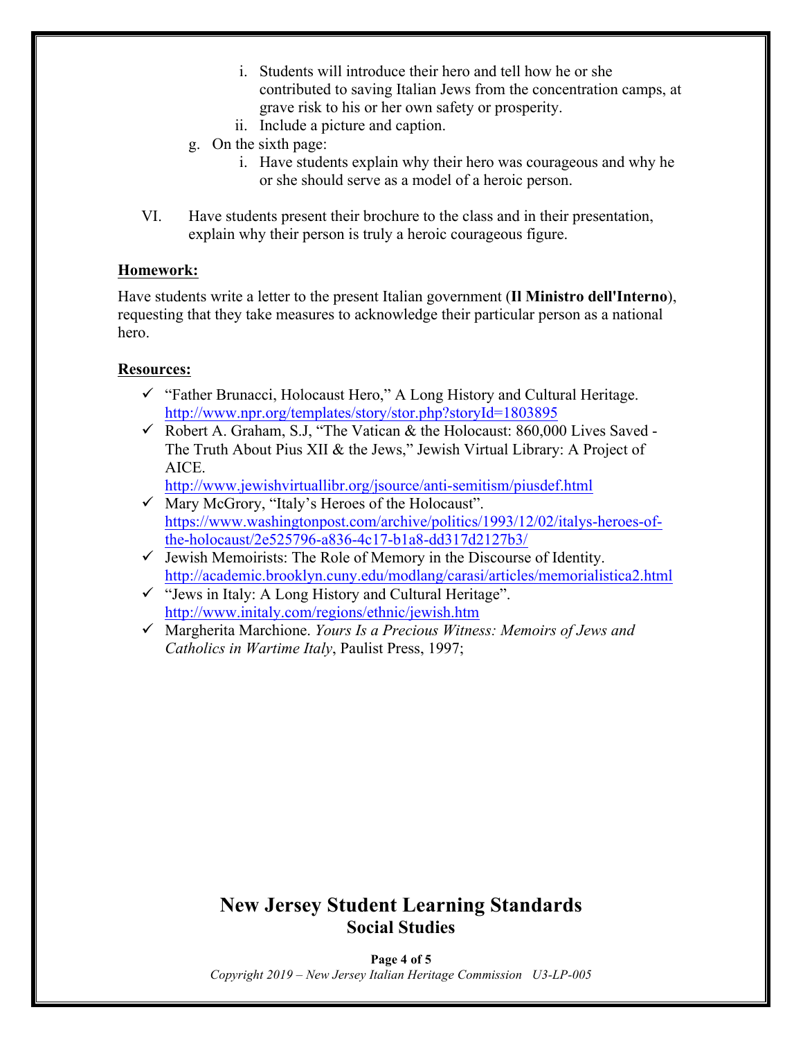i. Students will introduce their hero and tell how he or she contributed to saving Italian Jews from the concentration camps, at grave risk to his or her own safety or prosperity.
        ii. Include a picture and caption.
    g. On the sixth page:
        i. Have students explain why their hero was courageous and why he or she should serve as a model of a heroic person.

VI. Have students present their brochure to the class and in their presentation, explain why their person is truly a heroic courageous figure.

**Homework:**

Have students write a letter to the present Italian government (**Il Ministro dell'Interno**), requesting that they take measures to acknowledge their particular person as a national hero.

**Resources:**

- ✓ "Father Brunacci, Holocaust Hero," A Long History and Cultural Heritage. http://www.npr.org/templates/story/stor.php?storyId=1803895
- ✓ Robert A. Graham, S.J, "The Vatican & the Holocaust: 860,000 Lives Saved - The Truth About Pius XII & the Jews," Jewish Virtual Library: A Project of AICE. http://www.jewishvirtuallibr.org/jsource/anti-semitism/piusdef.html
- ✓ Mary McGrory, "Italy's Heroes of the Holocaust". https://www.washingtonpost.com/archive/politics/1993/12/02/italys-heroes-of-the-holocaust/2e525796-a836-4c17-b1a8-dd317d2127b3/
- ✓ Jewish Memoirists: The Role of Memory in the Discourse of Identity. http://academic.brooklyn.cuny.edu/modlang/carasi/articles/memorialistica2.html
- ✓ "Jews in Italy: A Long History and Cultural Heritage". http://www.initaly.com/regions/ethnic/jewish.htm
- ✓ Margherita Marchione. *Yours Is a Precious Witness: Memoirs of Jews and Catholics in Wartime Italy*, Paulist Press, 1997;

## New Jersey Student Learning Standards
### Social Studies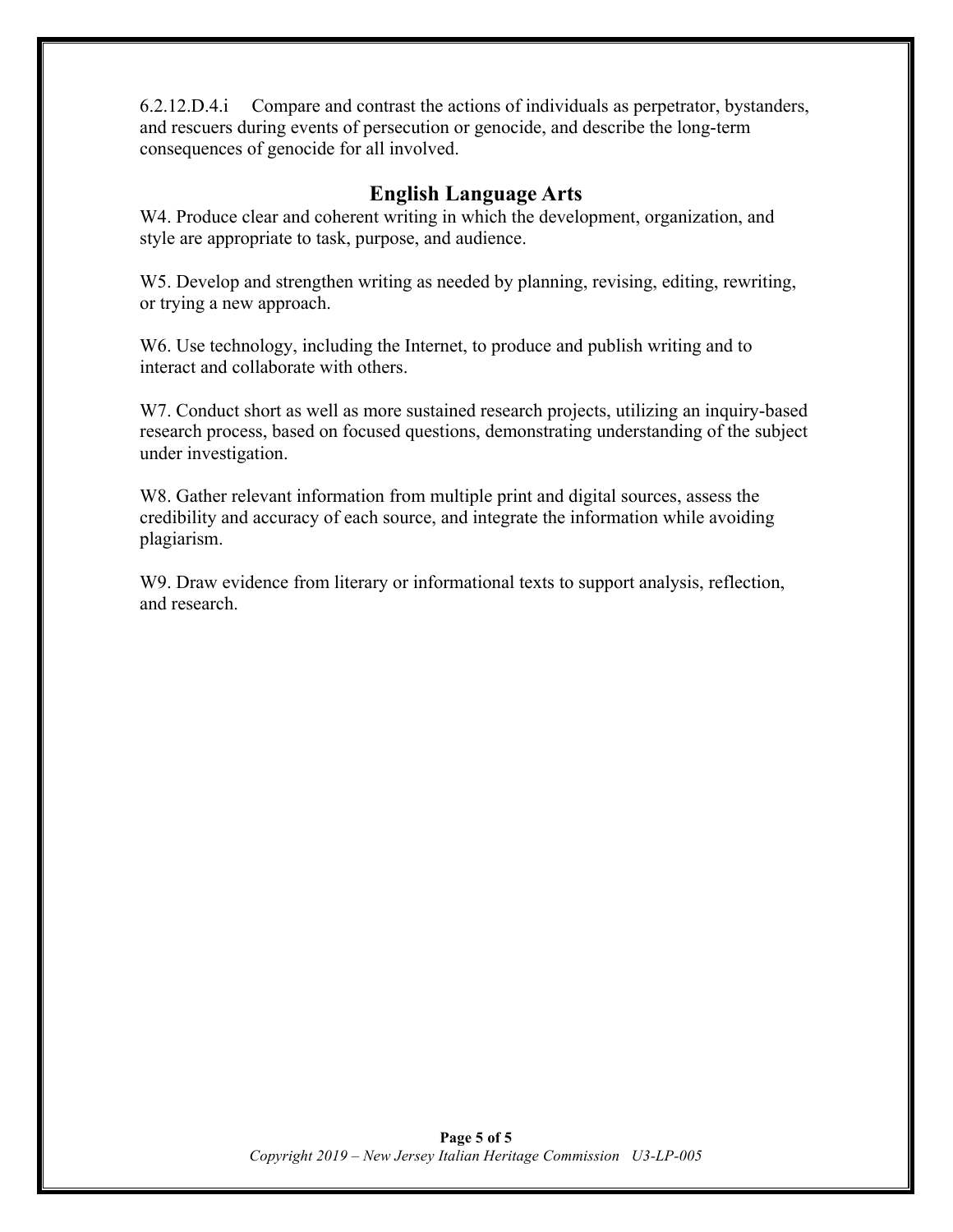6.2.12.D.4.i Compare and contrast the actions of individuals as perpetrator, bystanders, and rescuers during events of persecution or genocide, and describe the long-term consequences of genocide for all involved.

## English Language Arts

W4. Produce clear and coherent writing in which the development, organization, and style are appropriate to task, purpose, and audience.

W5. Develop and strengthen writing as needed by planning, revising, editing, rewriting, or trying a new approach.

W6. Use technology, including the Internet, to produce and publish writing and to interact and collaborate with others.

W7. Conduct short as well as more sustained research projects, utilizing an inquiry-based research process, based on focused questions, demonstrating understanding of the subject under investigation.

W8. Gather relevant information from multiple print and digital sources, assess the credibility and accuracy of each source, and integrate the information while avoiding plagiarism.

W9. Draw evidence from literary or informational texts to support analysis, reflection, and research.